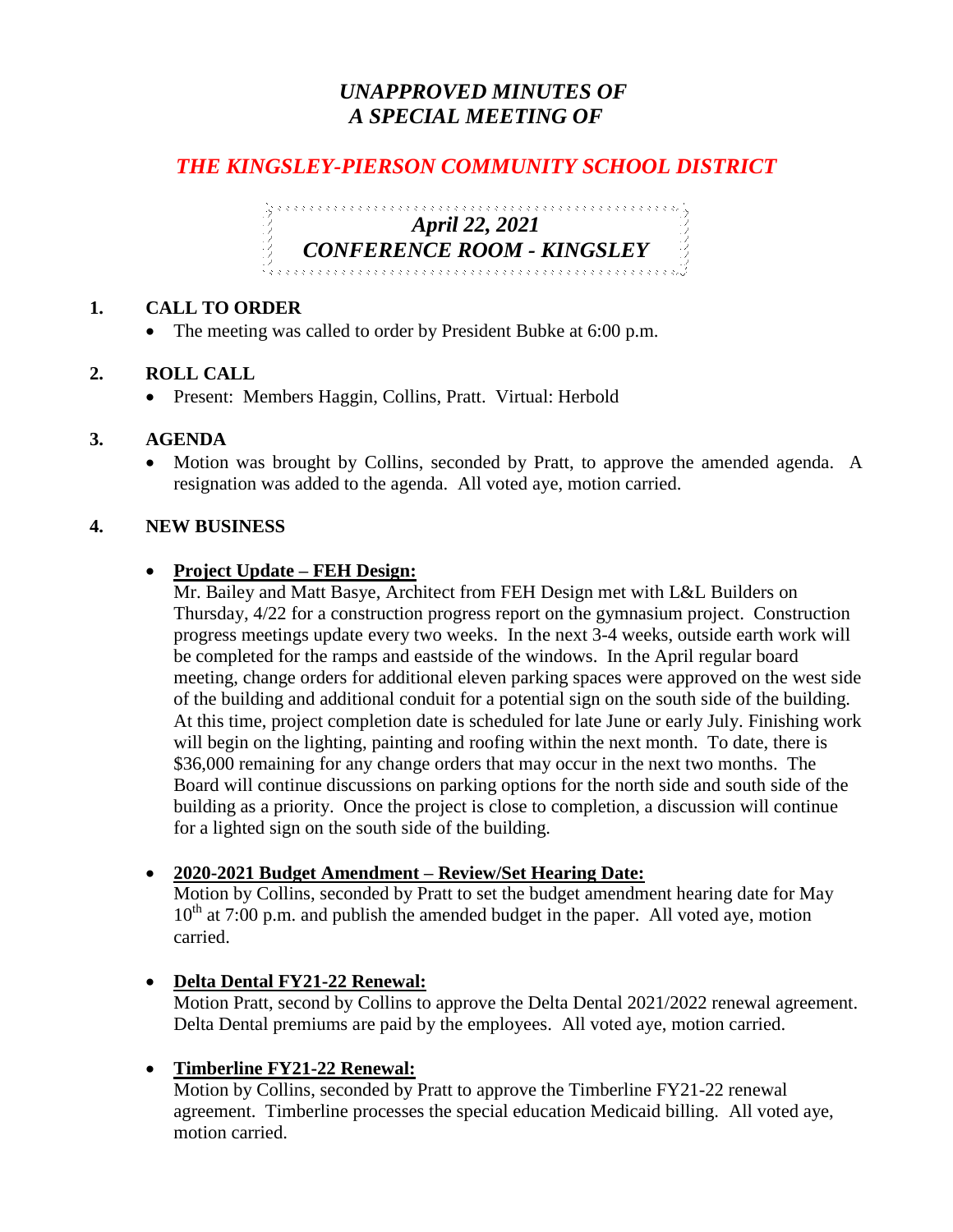# *UNAPPROVED MINUTES OF A SPECIAL MEETING OF*

## *THE KINGSLEY-PIERSON COMMUNITY SCHOOL DISTRICT*

### *April 22, 2021*
### *CONFERENCE ROOM - KINGSLEY*

**1. CALL TO ORDER**

- The meeting was called to order by President Bubke at 6:00 p.m.

**2. ROLL CALL**

- Present: Members Haggin, Collins, Pratt. Virtual: Herbold

**3. AGENDA**

- Motion was brought by Collins, seconded by Pratt, to approve the amended agenda. A resignation was added to the agenda. All voted aye, motion carried.

**4. NEW BUSINESS**

- **Project Update – FEH Design:**
  Mr. Bailey and Matt Basye, Architect from FEH Design met with L&L Builders on Thursday, 4/22 for a construction progress report on the gymnasium project. Construction progress meetings update every two weeks. In the next 3-4 weeks, outside earth work will be completed for the ramps and eastside of the windows. In the April regular board meeting, change orders for additional eleven parking spaces were approved on the west side of the building and additional conduit for a potential sign on the south side of the building. At this time, project completion date is scheduled for late June or early July. Finishing work will begin on the lighting, painting and roofing within the next month. To date, there is $36,000 remaining for any change orders that may occur in the next two months. The Board will continue discussions on parking options for the north side and south side of the building as a priority. Once the project is close to completion, a discussion will continue for a lighted sign on the south side of the building.

- **2020-2021 Budget Amendment – Review/Set Hearing Date:**
  Motion by Collins, seconded by Pratt to set the budget amendment hearing date for May 10th at 7:00 p.m. and publish the amended budget in the paper. All voted aye, motion carried.

- **Delta Dental FY21-22 Renewal:**
  Motion Pratt, second by Collins to approve the Delta Dental 2021/2022 renewal agreement. Delta Dental premiums are paid by the employees. All voted aye, motion carried.

- **Timberline FY21-22 Renewal:**
  Motion by Collins, seconded by Pratt to approve the Timberline FY21-22 renewal agreement. Timberline processes the special education Medicaid billing. All voted aye, motion carried.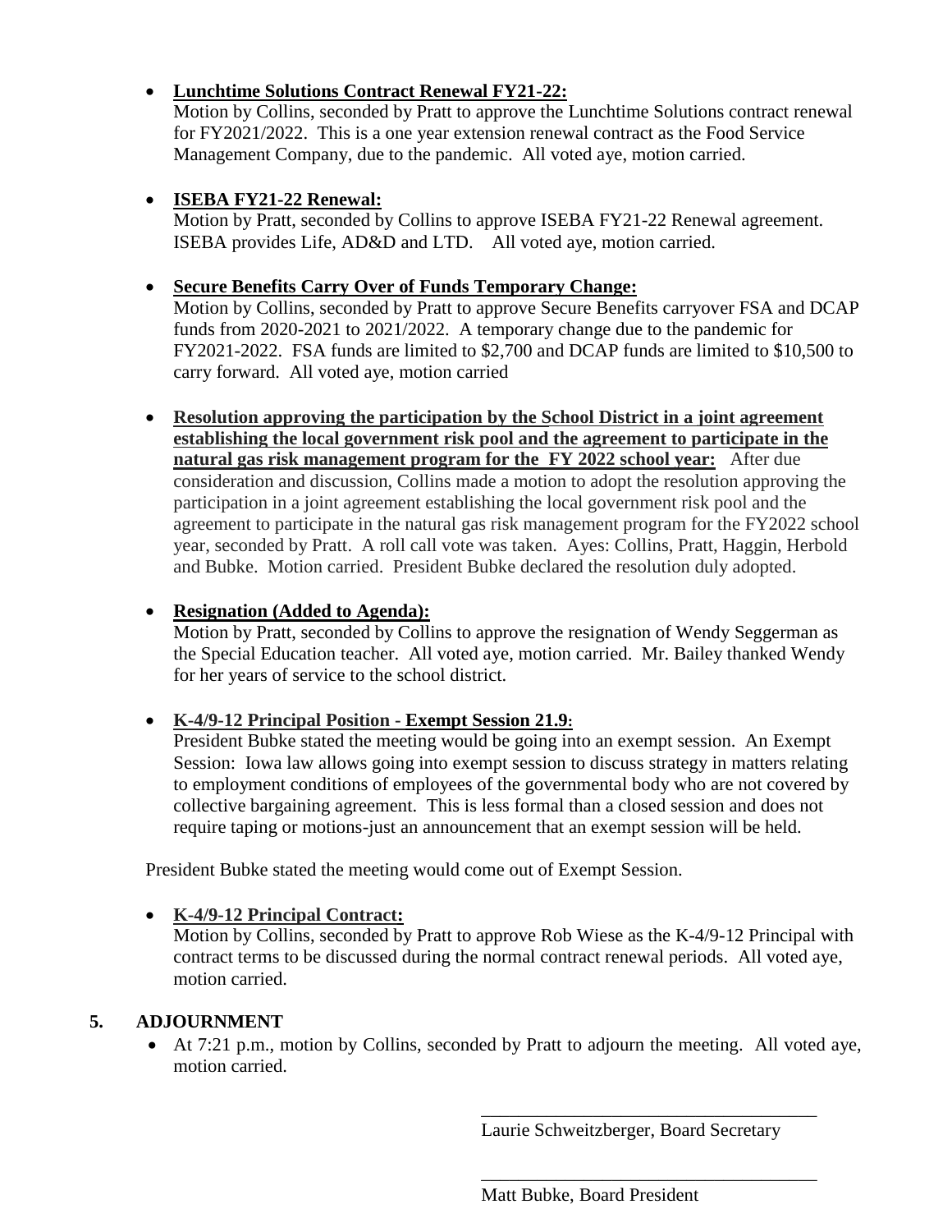- **Lunchtime Solutions Contract Renewal FY21-22:**
  Motion by Collins, seconded by Pratt to approve the Lunchtime Solutions contract renewal for FY2021/2022. This is a one year extension renewal contract as the Food Service Management Company, due to the pandemic. All voted aye, motion carried.

- **ISEBA FY21-22 Renewal:**
  Motion by Pratt, seconded by Collins to approve ISEBA FY21-22 Renewal agreement. ISEBA provides Life, AD&D and LTD. All voted aye, motion carried.

- **Secure Benefits Carry Over of Funds Temporary Change:**
  Motion by Collins, seconded by Pratt to approve Secure Benefits carryover FSA and DCAP funds from 2020-2021 to 2021/2022. A temporary change due to the pandemic for FY2021-2022. FSA funds are limited to $2,700 and DCAP funds are limited to $10,500 to carry forward. All voted aye, motion carried

- **Resolution approving the participation by the School District in a joint agreement establishing the local government risk pool and the agreement to participate in the natural gas risk management program for the FY 2022 school year:** After due consideration and discussion, Collins made a motion to adopt the resolution approving the participation in a joint agreement establishing the local government risk pool and the agreement to participate in the natural gas risk management program for the FY2022 school year, seconded by Pratt. A roll call vote was taken. Ayes: Collins, Pratt, Haggin, Herbold and Bubke. Motion carried. President Bubke declared the resolution duly adopted.

- **Resignation (Added to Agenda):**
  Motion by Pratt, seconded by Collins to approve the resignation of Wendy Seggerman as the Special Education teacher. All voted aye, motion carried. Mr. Bailey thanked Wendy for her years of service to the school district.

- **K-4/9-12 Principal Position - Exempt Session 21.9:**
  President Bubke stated the meeting would be going into an exempt session. An Exempt Session: Iowa law allows going into exempt session to discuss strategy in matters relating to employment conditions of employees of the governmental body who are not covered by collective bargaining agreement. This is less formal than a closed session and does not require taping or motions-just an announcement that an exempt session will be held.

President Bubke stated the meeting would come out of Exempt Session.

- **K-4/9-12 Principal Contract:**
  Motion by Collins, seconded by Pratt to approve Rob Wiese as the K-4/9-12 Principal with contract terms to be discussed during the normal contract renewal periods. All voted aye, motion carried.

## 5. ADJOURNMENT

- At 7:21 p.m., motion by Collins, seconded by Pratt to adjourn the meeting. All voted aye, motion carried.

_____________________________________
Laurie Schweitzberger, Board Secretary

_____________________________________
Matt Bubke, Board President